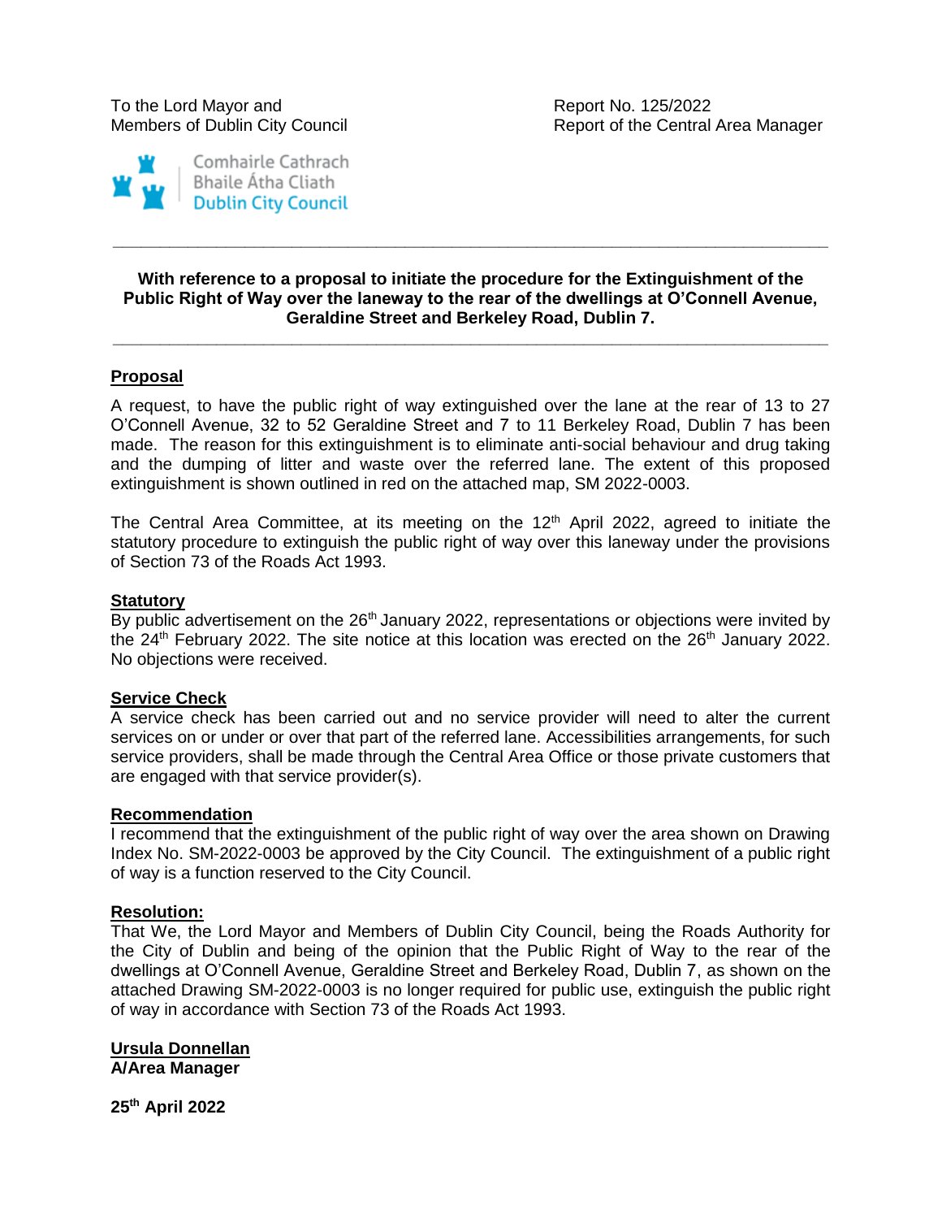To the Lord Mayor and
Members of Dublin City Council

Report No. 125/2022
Report of the Central Area Manager

Comhairle Cathrach
Bhaile Átha Cliath
Dublin City Council

---

**With reference to a proposal to initiate the procedure for the Extinguishment of the Public Right of Way over the laneway to the rear of the dwellings at O'Connell Avenue, Geraldine Street and Berkeley Road, Dublin 7.**

---

## Proposal

A request, to have the public right of way extinguished over the lane at the rear of 13 to 27 O'Connell Avenue, 32 to 52 Geraldine Street and 7 to 11 Berkeley Road, Dublin 7 has been made. The reason for this extinguishment is to eliminate anti-social behaviour and drug taking and the dumping of litter and waste over the referred lane. The extent of this proposed extinguishment is shown outlined in red on the attached map, SM 2022-0003.

The Central Area Committee, at its meeting on the 12th April 2022, agreed to initiate the statutory procedure to extinguish the public right of way over this laneway under the provisions of Section 73 of the Roads Act 1993.

## Statutory

By public advertisement on the 26th January 2022, representations or objections were invited by the 24th February 2022. The site notice at this location was erected on the 26th January 2022. No objections were received.

## Service Check

A service check has been carried out and no service provider will need to alter the current services on or under or over that part of the referred lane. Accessibilities arrangements, for such service providers, shall be made through the Central Area Office or those private customers that are engaged with that service provider(s).

## Recommendation

I recommend that the extinguishment of the public right of way over the area shown on Drawing Index No. SM-2022-0003 be approved by the City Council. The extinguishment of a public right of way is a function reserved to the City Council.

## Resolution:

That We, the Lord Mayor and Members of Dublin City Council, being the Roads Authority for the City of Dublin and being of the opinion that the Public Right of Way to the rear of the dwellings at O'Connell Avenue, Geraldine Street and Berkeley Road, Dublin 7, as shown on the attached Drawing SM-2022-0003 is no longer required for public use, extinguish the public right of way in accordance with Section 73 of the Roads Act 1993.

**Ursula Donnellan**
**A/Area Manager**

**25th April 2022**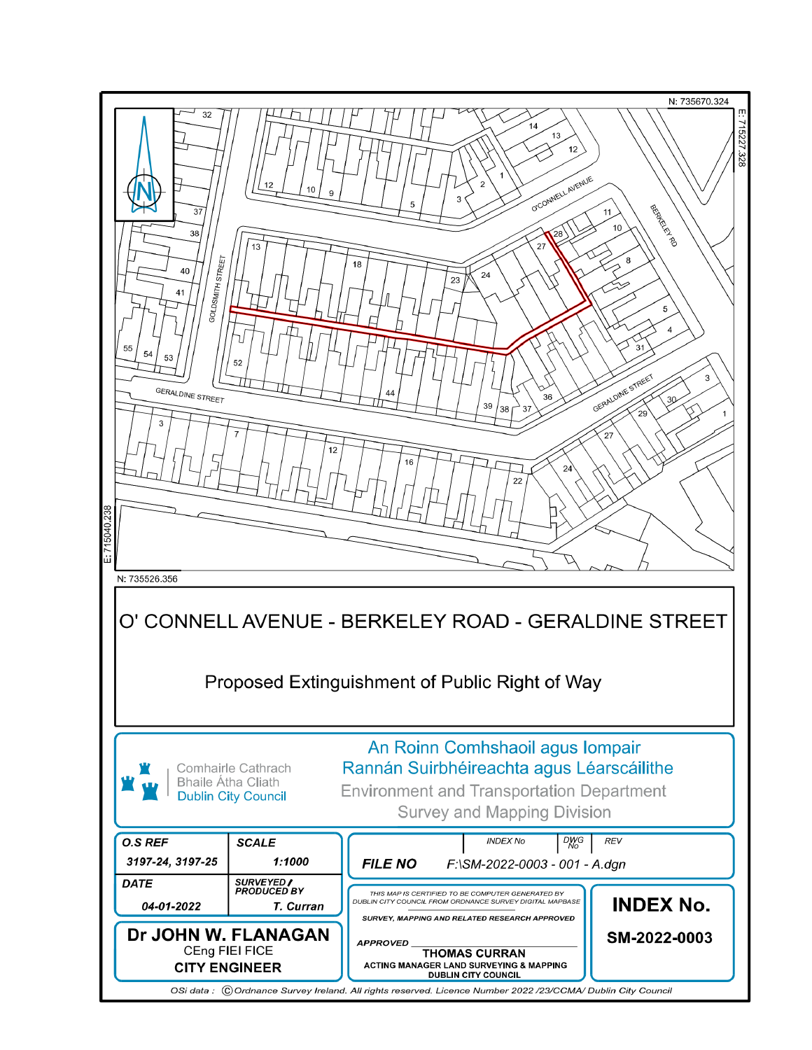N: 735670.324

E: 715227.328

E: 715040.238

N: 735526.356

# O' CONNELL AVENUE - BERKELEY ROAD - GERALDINE STREET

## Proposed Extinguishment of Public Right of Way

Comhairle Cathrach Bhaile Átha Cliath
Dublin City Council

An Roinn Comhshaoil agus Iompair
Rannán Suirbhéireachta agus Léarscáilithe
Environment and Transportation Department
Survey and Mapping Division

| O.S REF | SCALE |
|---|---|
| 3197-24, 3197-25 | 1:1000 |
| DATE | SURVEYED / PRODUCED BY |
| 04-01-2022 | T. Curran |

**Dr JOHN W. FLANAGAN**
CEng FIEI FICE
**CITY ENGINEER**

| | INDEX No | DWG No | REV |
|---|---|---|---|
| FILE NO | F:\SM-2022-0003 - 001 - A.dgn | | |

THIS MAP IS CERTIFIED TO BE COMPUTER GENERATED BY DUBLIN CITY COUNCIL FROM ORDNANCE SURVEY DIGITAL MAPBASE

SURVEY, MAPPING AND RELATED RESEARCH APPROVED

APPROVED
THOMAS CURRAN
ACTING MANAGER LAND SURVEYING & MAPPING
DUBLIN CITY COUNCIL

**INDEX No.**
**SM-2022-0003**

OSi data : © Ordnance Survey Ireland. All rights reserved. Licence Number 2022 /23/CCMA/ Dublin City Council